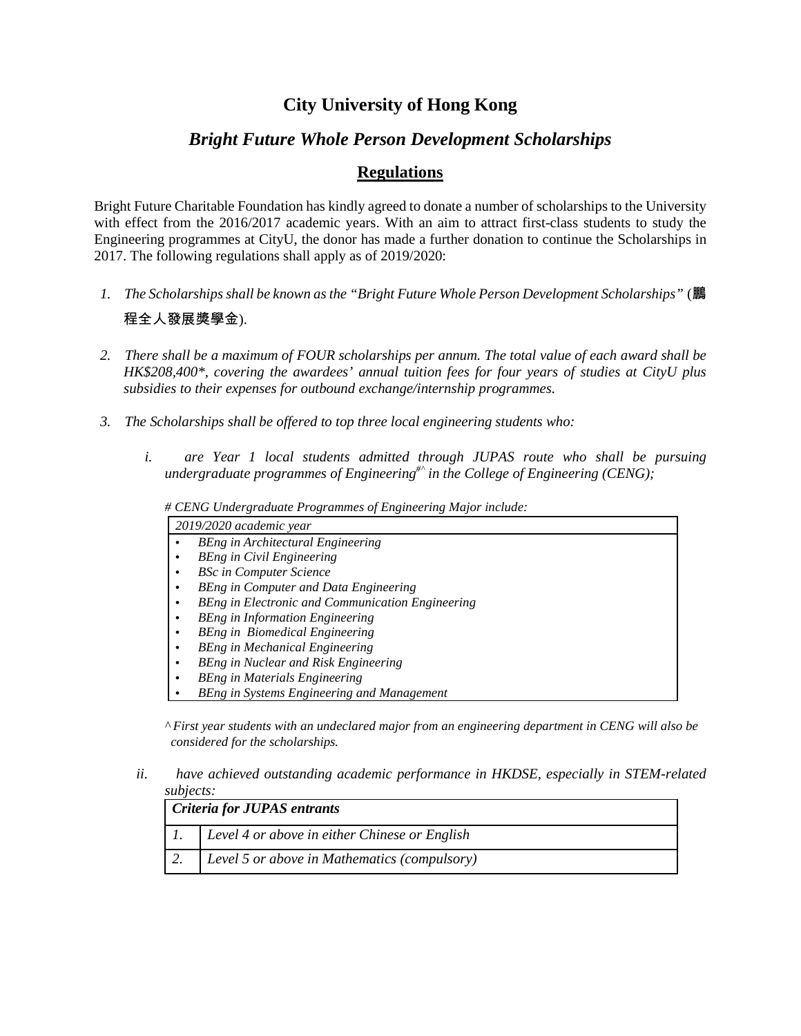# City University of Hong Kong

## *Bright Future Whole Person Development Scholarships*

### Regulations

Bright Future Charitable Foundation has kindly agreed to donate a number of scholarships to the University with effect from the 2016/2017 academic years. With an aim to attract first-class students to study the Engineering programmes at CityU, the donor has made a further donation to continue the Scholarships in 2017. The following regulations shall apply as of 2019/2020:

1. *The Scholarships shall be known as the "Bright Future Whole Person Development Scholarships"* (鵬程全人發展獎學金).

2. *There shall be a maximum of FOUR scholarships per annum. The total value of each award shall be HK$208,400*, covering the awardees' annual tuition fees for four years of studies at CityU plus subsidies to their expenses for outbound exchange/internship programmes.*

3. *The Scholarships shall be offered to top three local engineering students who:*

   i. *are Year 1 local students admitted through JUPAS route who shall be pursuing undergraduate programmes of Engineering[#^] in the College of Engineering (CENG);*

      *# CENG Undergraduate Programmes of Engineering Major include:*

      | *2019/2020 academic year* |
      |---|
      | • *BEng in Architectural Engineering* |
      | • *BEng in Civil Engineering* |
      | • *BSc in Computer Science* |
      | • *BEng in Computer and Data Engineering* |
      | • *BEng in Electronic and Communication Engineering* |
      | • *BEng in Information Engineering* |
      | • *BEng in Biomedical Engineering* |
      | • *BEng in Mechanical Engineering* |
      | • *BEng in Nuclear and Risk Engineering* |
      | • *BEng in Materials Engineering* |
      | • *BEng in Systems Engineering and Management* |

      *^ First year students with an undeclared major from an engineering department in CENG will also be considered for the scholarships.*

   ii. *have achieved outstanding academic performance in HKDSE, especially in STEM-related subjects:*

      | ***Criteria for JUPAS entrants*** | |
      |---|---|
      | *1.* | *Level 4 or above in either Chinese or English* |
      | *2.* | *Level 5 or above in Mathematics (compulsory)* |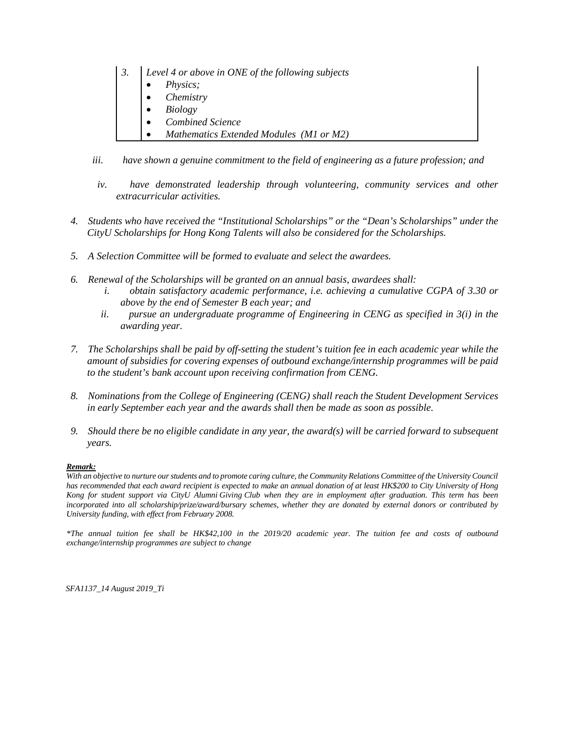| | |
|---|---|
| 3. | *Level 4 or above in ONE of the following subjects*<br>• *Physics;*<br>• *Chemistry*<br>• *Biology*<br>• *Combined Science*<br>• *Mathematics Extended Modules (M1 or M2)* |

iii. *have shown a genuine commitment to the field of engineering as a future profession; and*

iv. *have demonstrated leadership through volunteering, community services and other extracurricular activities.*

4. *Students who have received the "Institutional Scholarships" or the "Dean's Scholarships" under the CityU Scholarships for Hong Kong Talents will also be considered for the Scholarships.*

5. *A Selection Committee will be formed to evaluate and select the awardees.*

6. *Renewal of the Scholarships will be granted on an annual basis, awardees shall:*
   i. *obtain satisfactory academic performance, i.e. achieving a cumulative CGPA of 3.30 or above by the end of Semester B each year; and*
   ii. *pursue an undergraduate programme of Engineering in CENG as specified in 3(i) in the awarding year.*

7. *The Scholarships shall be paid by off-setting the student's tuition fee in each academic year while the amount of subsidies for covering expenses of outbound exchange/internship programmes will be paid to the student's bank account upon receiving confirmation from CENG.*

8. *Nominations from the College of Engineering (CENG) shall reach the Student Development Services in early September each year and the awards shall then be made as soon as possible.*

9. *Should there be no eligible candidate in any year, the award(s) will be carried forward to subsequent years.*

***Remark:***

*With an objective to nurture our students and to promote caring culture, the Community Relations Committee of the University Council has recommended that each award recipient is expected to make an annual donation of at least HK$200 to City University of Hong Kong for student support via CityU Alumni Giving Club when they are in employment after graduation. This term has been incorporated into all scholarship/prize/award/bursary schemes, whether they are donated by external donors or contributed by University funding, with effect from February 2008.*

**The annual tuition fee shall be HK$42,100 in the 2019/20 academic year. The tuition fee and costs of outbound exchange/internship programmes are subject to change*

*SFA1137_14 August 2019_Ti*